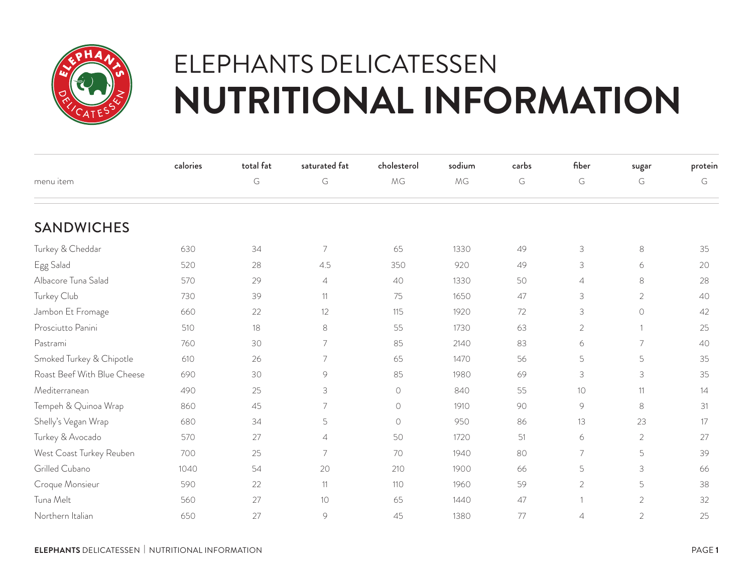# ELEPHANTS DELICATESSEN
# NUTRITIONAL INFORMATION

| menu item | calories | total fat G | saturated fat G | cholesterol MG | sodium MG | carbs G | fiber G | sugar G | protein G |
|---|---|---|---|---|---|---|---|---|---|
| **SANDWICHES** | | | | | | | | | |
| Turkey & Cheddar | 630 | 34 | 7 | 65 | 1330 | 49 | 3 | 8 | 35 |
| Egg Salad | 520 | 28 | 4.5 | 350 | 920 | 49 | 3 | 6 | 20 |
| Albacore Tuna Salad | 570 | 29 | 4 | 40 | 1330 | 50 | 4 | 8 | 28 |
| Turkey Club | 730 | 39 | 11 | 75 | 1650 | 47 | 3 | 2 | 40 |
| Jambon Et Fromage | 660 | 22 | 12 | 115 | 1920 | 72 | 3 | 0 | 42 |
| Prosciutto Panini | 510 | 18 | 8 | 55 | 1730 | 63 | 2 | 1 | 25 |
| Pastrami | 760 | 30 | 7 | 85 | 2140 | 83 | 6 | 7 | 40 |
| Smoked Turkey & Chipotle | 610 | 26 | 7 | 65 | 1470 | 56 | 5 | 5 | 35 |
| Roast Beef With Blue Cheese | 690 | 30 | 9 | 85 | 1980 | 69 | 3 | 3 | 35 |
| Mediterranean | 490 | 25 | 3 | 0 | 840 | 55 | 10 | 11 | 14 |
| Tempeh & Quinoa Wrap | 860 | 45 | 7 | 0 | 1910 | 90 | 9 | 8 | 31 |
| Shelly's Vegan Wrap | 680 | 34 | 5 | 0 | 950 | 86 | 13 | 23 | 17 |
| Turkey & Avocado | 570 | 27 | 4 | 50 | 1720 | 51 | 6 | 2 | 27 |
| West Coast Turkey Reuben | 700 | 25 | 7 | 70 | 1940 | 80 | 7 | 5 | 39 |
| Grilled Cubano | 1040 | 54 | 20 | 210 | 1900 | 66 | 5 | 3 | 66 |
| Croque Monsieur | 590 | 22 | 11 | 110 | 1960 | 59 | 2 | 5 | 38 |
| Tuna Melt | 560 | 27 | 10 | 65 | 1440 | 47 | 1 | 2 | 32 |
| Northern Italian | 650 | 27 | 9 | 45 | 1380 | 77 | 4 | 2 | 25 |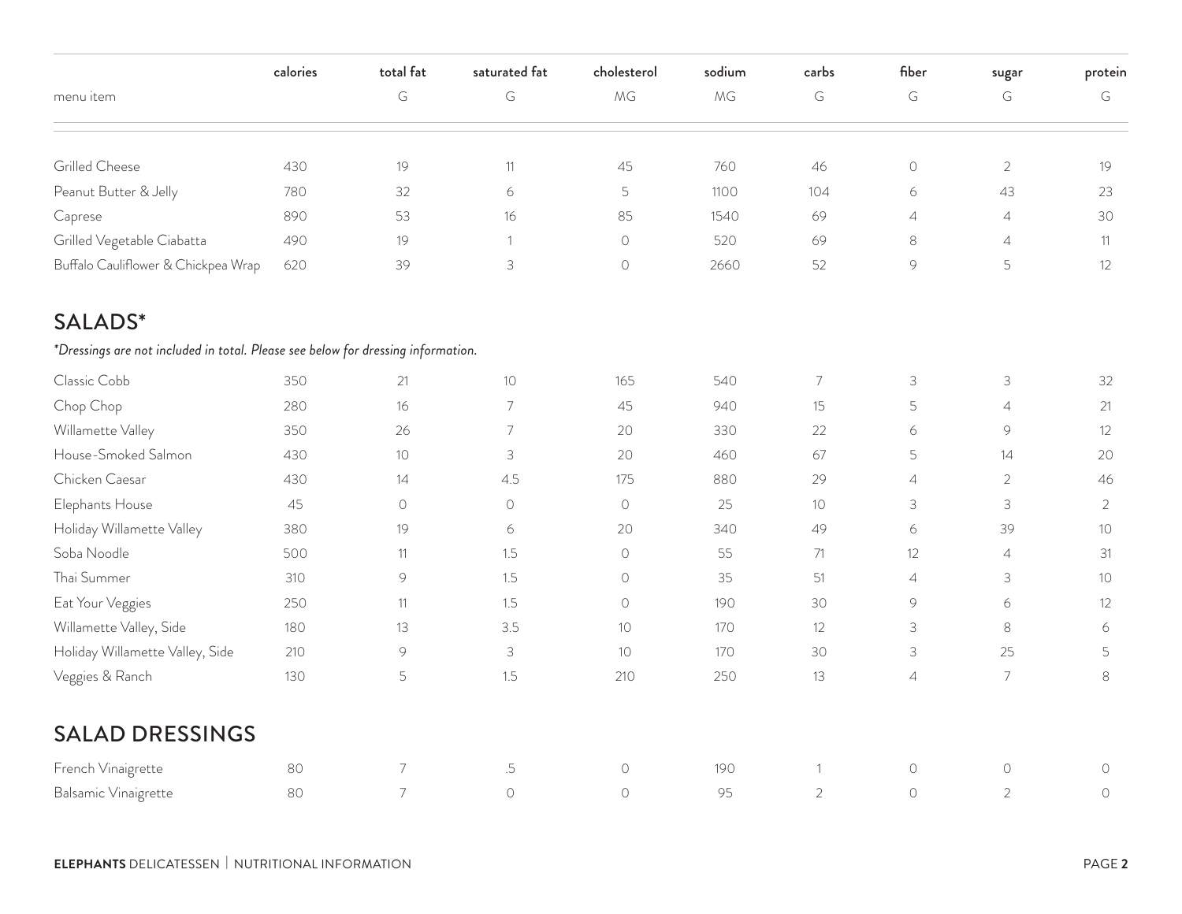| menu item | calories | total fat G | saturated fat G | cholesterol MG | sodium MG | carbs G | fiber G | sugar G | protein G |
|---|---|---|---|---|---|---|---|---|---|
| Grilled Cheese | 430 | 19 | 11 | 45 | 760 | 46 | 0 | 2 | 19 |
| Peanut Butter & Jelly | 780 | 32 | 6 | 5 | 1100 | 104 | 6 | 43 | 23 |
| Caprese | 890 | 53 | 16 | 85 | 1540 | 69 | 4 | 4 | 30 |
| Grilled Vegetable Ciabatta | 490 | 19 | 1 | 0 | 520 | 69 | 8 | 4 | 11 |
| Buffalo Cauliflower & Chickpea Wrap | 620 | 39 | 3 | 0 | 2660 | 52 | 9 | 5 | 12 |

## SALADS*

*\*Dressings are not included in total. Please see below for dressing information.*

| menu item | calories | total fat G | saturated fat G | cholesterol MG | sodium MG | carbs G | fiber G | sugar G | protein G |
|---|---|---|---|---|---|---|---|---|---|
| Classic Cobb | 350 | 21 | 10 | 165 | 540 | 7 | 3 | 3 | 32 |
| Chop Chop | 280 | 16 | 7 | 45 | 940 | 15 | 5 | 4 | 21 |
| Willamette Valley | 350 | 26 | 7 | 20 | 330 | 22 | 6 | 9 | 12 |
| House-Smoked Salmon | 430 | 10 | 3 | 20 | 460 | 67 | 5 | 14 | 20 |
| Chicken Caesar | 430 | 14 | 4.5 | 175 | 880 | 29 | 4 | 2 | 46 |
| Elephants House | 45 | 0 | 0 | 0 | 25 | 10 | 3 | 3 | 2 |
| Holiday Willamette Valley | 380 | 19 | 6 | 20 | 340 | 49 | 6 | 39 | 10 |
| Soba Noodle | 500 | 11 | 1.5 | 0 | 55 | 71 | 12 | 4 | 31 |
| Thai Summer | 310 | 9 | 1.5 | 0 | 35 | 51 | 4 | 3 | 10 |
| Eat Your Veggies | 250 | 11 | 1.5 | 0 | 190 | 30 | 9 | 6 | 12 |
| Willamette Valley, Side | 180 | 13 | 3.5 | 10 | 170 | 12 | 3 | 8 | 6 |
| Holiday Willamette Valley, Side | 210 | 9 | 3 | 10 | 170 | 30 | 3 | 25 | 5 |
| Veggies & Ranch | 130 | 5 | 1.5 | 210 | 250 | 13 | 4 | 7 | 8 |

## SALAD DRESSINGS

| menu item | calories | total fat G | saturated fat G | cholesterol MG | sodium MG | carbs G | fiber G | sugar G | protein G |
|---|---|---|---|---|---|---|---|---|---|
| French Vinaigrette | 80 | 7 | .5 | 0 | 190 | 1 | 0 | 0 | 0 |
| Balsamic Vinaigrette | 80 | 7 | 0 | 0 | 95 | 2 | 0 | 2 | 0 |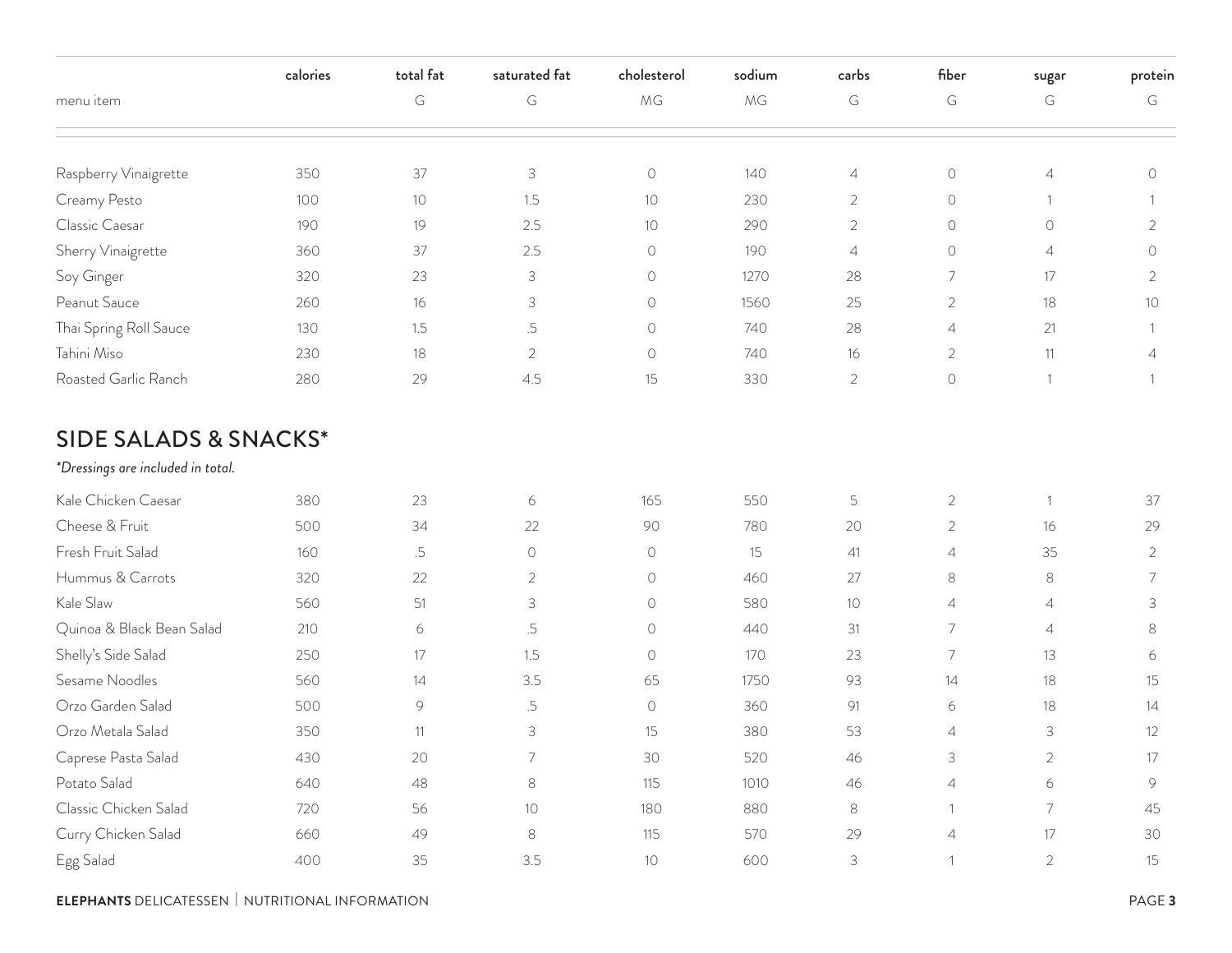| menu item | calories | total fat G | saturated fat G | cholesterol MG | sodium MG | carbs G | fiber G | sugar G | protein G |
|---|---|---|---|---|---|---|---|---|---|
| Raspberry Vinaigrette | 350 | 37 | 3 | 0 | 140 | 4 | 0 | 4 | 0 |
| Creamy Pesto | 100 | 10 | 1.5 | 10 | 230 | 2 | 0 | 1 | 1 |
| Classic Caesar | 190 | 19 | 2.5 | 10 | 290 | 2 | 0 | 0 | 2 |
| Sherry Vinaigrette | 360 | 37 | 2.5 | 0 | 190 | 4 | 0 | 4 | 0 |
| Soy Ginger | 320 | 23 | 3 | 0 | 1270 | 28 | 7 | 17 | 2 |
| Peanut Sauce | 260 | 16 | 3 | 0 | 1560 | 25 | 2 | 18 | 10 |
| Thai Spring Roll Sauce | 130 | 1.5 | .5 | 0 | 740 | 28 | 4 | 21 | 1 |
| Tahini Miso | 230 | 18 | 2 | 0 | 740 | 16 | 2 | 11 | 4 |
| Roasted Garlic Ranch | 280 | 29 | 4.5 | 15 | 330 | 2 | 0 | 1 | 1 |

## SIDE SALADS & SNACKS*

*\*Dressings are included in total.*

| menu item | calories | total fat G | saturated fat G | cholesterol MG | sodium MG | carbs G | fiber G | sugar G | protein G |
|---|---|---|---|---|---|---|---|---|---|
| Kale Chicken Caesar | 380 | 23 | 6 | 165 | 550 | 5 | 2 | 1 | 37 |
| Cheese & Fruit | 500 | 34 | 22 | 90 | 780 | 20 | 2 | 16 | 29 |
| Fresh Fruit Salad | 160 | .5 | 0 | 0 | 15 | 41 | 4 | 35 | 2 |
| Hummus & Carrots | 320 | 22 | 2 | 0 | 460 | 27 | 8 | 8 | 7 |
| Kale Slaw | 560 | 51 | 3 | 0 | 580 | 10 | 4 | 4 | 3 |
| Quinoa & Black Bean Salad | 210 | 6 | .5 | 0 | 440 | 31 | 7 | 4 | 8 |
| Shelly's Side Salad | 250 | 17 | 1.5 | 0 | 170 | 23 | 7 | 13 | 6 |
| Sesame Noodles | 560 | 14 | 3.5 | 65 | 1750 | 93 | 14 | 18 | 15 |
| Orzo Garden Salad | 500 | 9 | .5 | 0 | 360 | 91 | 6 | 18 | 14 |
| Orzo Metala Salad | 350 | 11 | 3 | 15 | 380 | 53 | 4 | 3 | 12 |
| Caprese Pasta Salad | 430 | 20 | 7 | 30 | 520 | 46 | 3 | 2 | 17 |
| Potato Salad | 640 | 48 | 8 | 115 | 1010 | 46 | 4 | 6 | 9 |
| Classic Chicken Salad | 720 | 56 | 10 | 180 | 880 | 8 | 1 | 7 | 45 |
| Curry Chicken Salad | 660 | 49 | 8 | 115 | 570 | 29 | 4 | 17 | 30 |
| Egg Salad | 400 | 35 | 3.5 | 10 | 600 | 3 | 1 | 2 | 15 |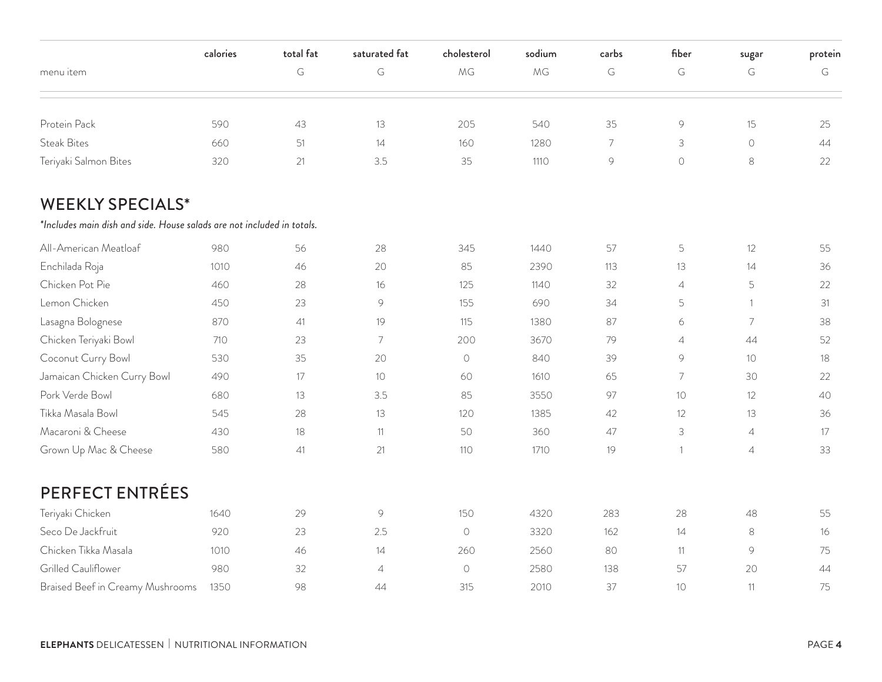| menu item | calories | total fat G | saturated fat G | cholesterol MG | sodium MG | carbs G | fiber G | sugar G | protein G |
|---|---|---|---|---|---|---|---|---|---|
| Protein Pack | 590 | 43 | 13 | 205 | 540 | 35 | 9 | 15 | 25 |
| Steak Bites | 660 | 51 | 14 | 160 | 1280 | 7 | 3 | 0 | 44 |
| Teriyaki Salmon Bites | 320 | 21 | 3.5 | 35 | 1110 | 9 | 0 | 8 | 22 |

## WEEKLY SPECIALS*

*\*Includes main dish and side. House salads are not included in totals.*

| menu item | calories | total fat G | saturated fat G | cholesterol MG | sodium MG | carbs G | fiber G | sugar G | protein G |
|---|---|---|---|---|---|---|---|---|---|
| All-American Meatloaf | 980 | 56 | 28 | 345 | 1440 | 57 | 5 | 12 | 55 |
| Enchilada Roja | 1010 | 46 | 20 | 85 | 2390 | 113 | 13 | 14 | 36 |
| Chicken Pot Pie | 460 | 28 | 16 | 125 | 1140 | 32 | 4 | 5 | 22 |
| Lemon Chicken | 450 | 23 | 9 | 155 | 690 | 34 | 5 | 1 | 31 |
| Lasagna Bolognese | 870 | 41 | 19 | 115 | 1380 | 87 | 6 | 7 | 38 |
| Chicken Teriyaki Bowl | 710 | 23 | 7 | 200 | 3670 | 79 | 4 | 44 | 52 |
| Coconut Curry Bowl | 530 | 35 | 20 | 0 | 840 | 39 | 9 | 10 | 18 |
| Jamaican Chicken Curry Bowl | 490 | 17 | 10 | 60 | 1610 | 65 | 7 | 30 | 22 |
| Pork Verde Bowl | 680 | 13 | 3.5 | 85 | 3550 | 97 | 10 | 12 | 40 |
| Tikka Masala Bowl | 545 | 28 | 13 | 120 | 1385 | 42 | 12 | 13 | 36 |
| Macaroni & Cheese | 430 | 18 | 11 | 50 | 360 | 47 | 3 | 4 | 17 |
| Grown Up Mac & Cheese | 580 | 41 | 21 | 110 | 1710 | 19 | 1 | 4 | 33 |

## PERFECT ENTRÉES

| menu item | calories | total fat G | saturated fat G | cholesterol MG | sodium MG | carbs G | fiber G | sugar G | protein G |
|---|---|---|---|---|---|---|---|---|---|
| Teriyaki Chicken | 1640 | 29 | 9 | 150 | 4320 | 283 | 28 | 48 | 55 |
| Seco De Jackfruit | 920 | 23 | 2.5 | 0 | 3320 | 162 | 14 | 8 | 16 |
| Chicken Tikka Masala | 1010 | 46 | 14 | 260 | 2560 | 80 | 11 | 9 | 75 |
| Grilled Cauliflower | 980 | 32 | 4 | 0 | 2580 | 138 | 57 | 20 | 44 |
| Braised Beef in Creamy Mushrooms | 1350 | 98 | 44 | 315 | 2010 | 37 | 10 | 11 | 75 |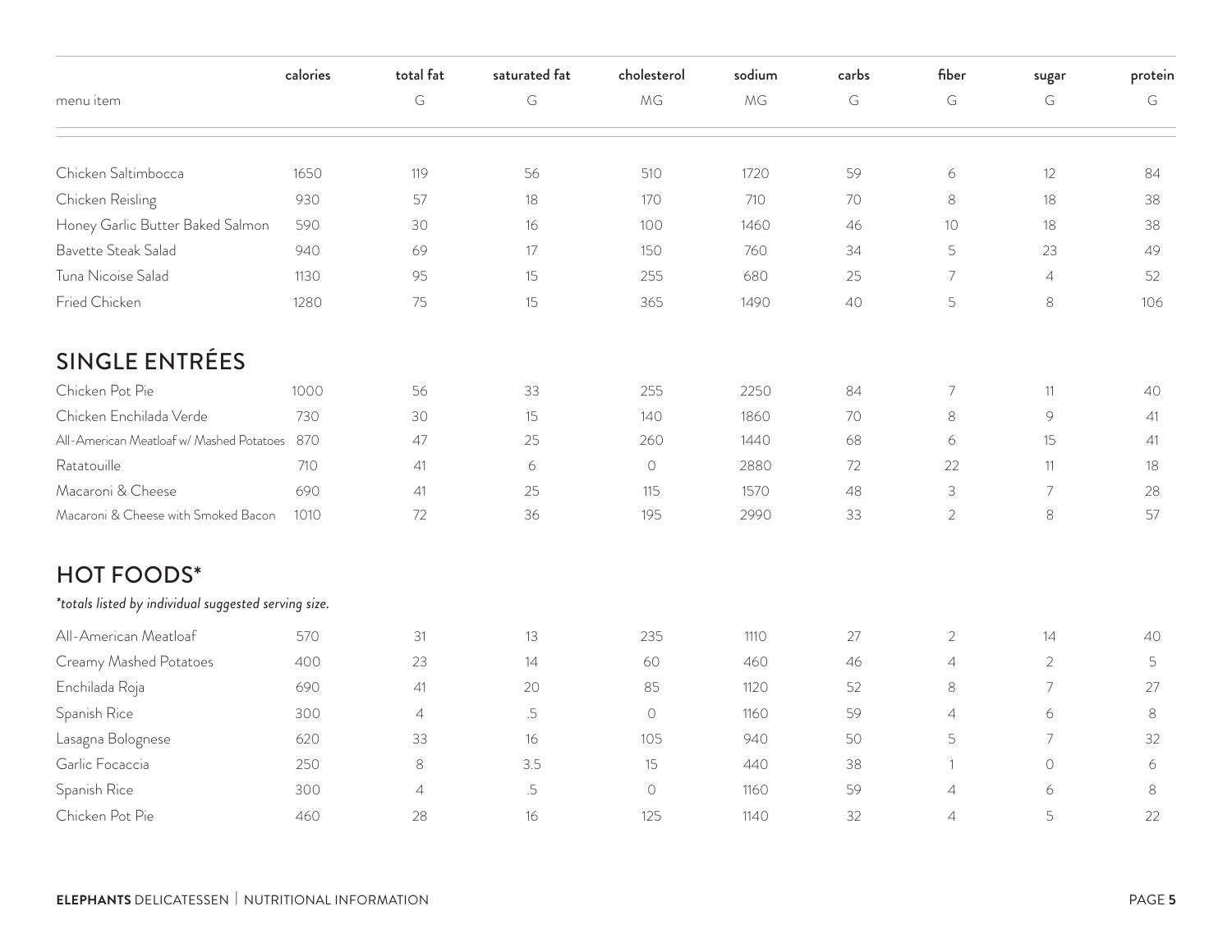| menu item | calories | total fat G | saturated fat G | cholesterol MG | sodium MG | carbs G | fiber G | sugar G | protein G |
|---|---|---|---|---|---|---|---|---|---|
| Chicken Saltimbocca | 1650 | 119 | 56 | 510 | 1720 | 59 | 6 | 12 | 84 |
| Chicken Reisling | 930 | 57 | 18 | 170 | 710 | 70 | 8 | 18 | 38 |
| Honey Garlic Butter Baked Salmon | 590 | 30 | 16 | 100 | 1460 | 46 | 10 | 18 | 38 |
| Bavette Steak Salad | 940 | 69 | 17 | 150 | 760 | 34 | 5 | 23 | 49 |
| Tuna Nicoise Salad | 1130 | 95 | 15 | 255 | 680 | 25 | 7 | 4 | 52 |
| Fried Chicken | 1280 | 75 | 15 | 365 | 1490 | 40 | 5 | 8 | 106 |

## SINGLE ENTRÉES

| menu item | calories | total fat G | saturated fat G | cholesterol MG | sodium MG | carbs G | fiber G | sugar G | protein G |
|---|---|---|---|---|---|---|---|---|---|
| Chicken Pot Pie | 1000 | 56 | 33 | 255 | 2250 | 84 | 7 | 11 | 40 |
| Chicken Enchilada Verde | 730 | 30 | 15 | 140 | 1860 | 70 | 8 | 9 | 41 |
| All-American Meatloaf w/ Mashed Potatoes | 870 | 47 | 25 | 260 | 1440 | 68 | 6 | 15 | 41 |
| Ratatouille | 710 | 41 | 6 | 0 | 2880 | 72 | 22 | 11 | 18 |
| Macaroni & Cheese | 690 | 41 | 25 | 115 | 1570 | 48 | 3 | 7 | 28 |
| Macaroni & Cheese with Smoked Bacon | 1010 | 72 | 36 | 195 | 2990 | 33 | 2 | 8 | 57 |

## HOT FOODS*

*\*totals listed by individual suggested serving size.*

| menu item | calories | total fat G | saturated fat G | cholesterol MG | sodium MG | carbs G | fiber G | sugar G | protein G |
|---|---|---|---|---|---|---|---|---|---|
| All-American Meatloaf | 570 | 31 | 13 | 235 | 1110 | 27 | 2 | 14 | 40 |
| Creamy Mashed Potatoes | 400 | 23 | 14 | 60 | 460 | 46 | 4 | 2 | 5 |
| Enchilada Roja | 690 | 41 | 20 | 85 | 1120 | 52 | 8 | 7 | 27 |
| Spanish Rice | 300 | 4 | .5 | 0 | 1160 | 59 | 4 | 6 | 8 |
| Lasagna Bolognese | 620 | 33 | 16 | 105 | 940 | 50 | 5 | 7 | 32 |
| Garlic Focaccia | 250 | 8 | 3.5 | 15 | 440 | 38 | 1 | 0 | 6 |
| Spanish Rice | 300 | 4 | .5 | 0 | 1160 | 59 | 4 | 6 | 8 |
| Chicken Pot Pie | 460 | 28 | 16 | 125 | 1140 | 32 | 4 | 5 | 22 |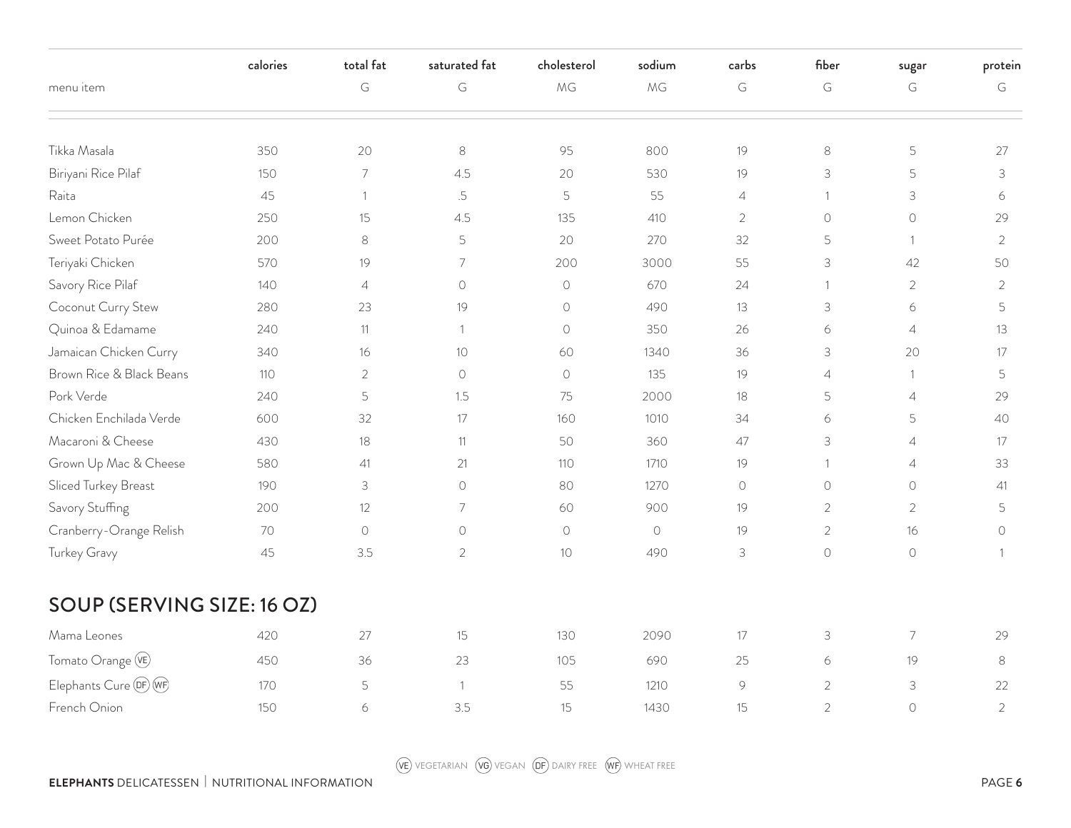| menu item | calories | total fat G | saturated fat G | cholesterol MG | sodium MG | carbs G | fiber G | sugar G | protein G |
|---|---|---|---|---|---|---|---|---|---|
| Tikka Masala | 350 | 20 | 8 | 95 | 800 | 19 | 8 | 5 | 27 |
| Biriyani Rice Pilaf | 150 | 7 | 4.5 | 20 | 530 | 19 | 3 | 5 | 3 |
| Raita | 45 | 1 | .5 | 5 | 55 | 4 | 1 | 3 | 6 |
| Lemon Chicken | 250 | 15 | 4.5 | 135 | 410 | 2 | 0 | 0 | 29 |
| Sweet Potato Purée | 200 | 8 | 5 | 20 | 270 | 32 | 5 | 1 | 2 |
| Teriyaki Chicken | 570 | 19 | 7 | 200 | 3000 | 55 | 3 | 42 | 50 |
| Savory Rice Pilaf | 140 | 4 | 0 | 0 | 670 | 24 | 1 | 2 | 2 |
| Coconut Curry Stew | 280 | 23 | 19 | 0 | 490 | 13 | 3 | 6 | 5 |
| Quinoa & Edamame | 240 | 11 | 1 | 0 | 350 | 26 | 6 | 4 | 13 |
| Jamaican Chicken Curry | 340 | 16 | 10 | 60 | 1340 | 36 | 3 | 20 | 17 |
| Brown Rice & Black Beans | 110 | 2 | 0 | 0 | 135 | 19 | 4 | 1 | 5 |
| Pork Verde | 240 | 5 | 1.5 | 75 | 2000 | 18 | 5 | 4 | 29 |
| Chicken Enchilada Verde | 600 | 32 | 17 | 160 | 1010 | 34 | 6 | 5 | 40 |
| Macaroni & Cheese | 430 | 18 | 11 | 50 | 360 | 47 | 3 | 4 | 17 |
| Grown Up Mac & Cheese | 580 | 41 | 21 | 110 | 1710 | 19 | 1 | 4 | 33 |
| Sliced Turkey Breast | 190 | 3 | 0 | 80 | 1270 | 0 | 0 | 0 | 41 |
| Savory Stuffing | 200 | 12 | 7 | 60 | 900 | 19 | 2 | 2 | 5 |
| Cranberry-Orange Relish | 70 | 0 | 0 | 0 | 0 | 19 | 2 | 16 | 0 |
| Turkey Gravy | 45 | 3.5 | 2 | 10 | 490 | 3 | 0 | 0 | 1 |

## SOUP (SERVING SIZE: 16 OZ)

| menu item | calories | total fat G | saturated fat G | cholesterol MG | sodium MG | carbs G | fiber G | sugar G | protein G |
|---|---|---|---|---|---|---|---|---|---|
| Mama Leones | 420 | 27 | 15 | 130 | 2090 | 17 | 3 | 7 | 29 |
| Tomato Orange (VE) | 450 | 36 | 23 | 105 | 690 | 25 | 6 | 19 | 8 |
| Elephants Cure (DF) (WF) | 170 | 5 | 1 | 55 | 1210 | 9 | 2 | 3 | 22 |
| French Onion | 150 | 6 | 3.5 | 15 | 1430 | 15 | 2 | 0 | 2 |

(VE) VEGETARIAN (VG) VEGAN (DF) DAIRY FREE (WF) WHEAT FREE

**ELEPHANTS** DELICATESSEN | NUTRITIONAL INFORMATION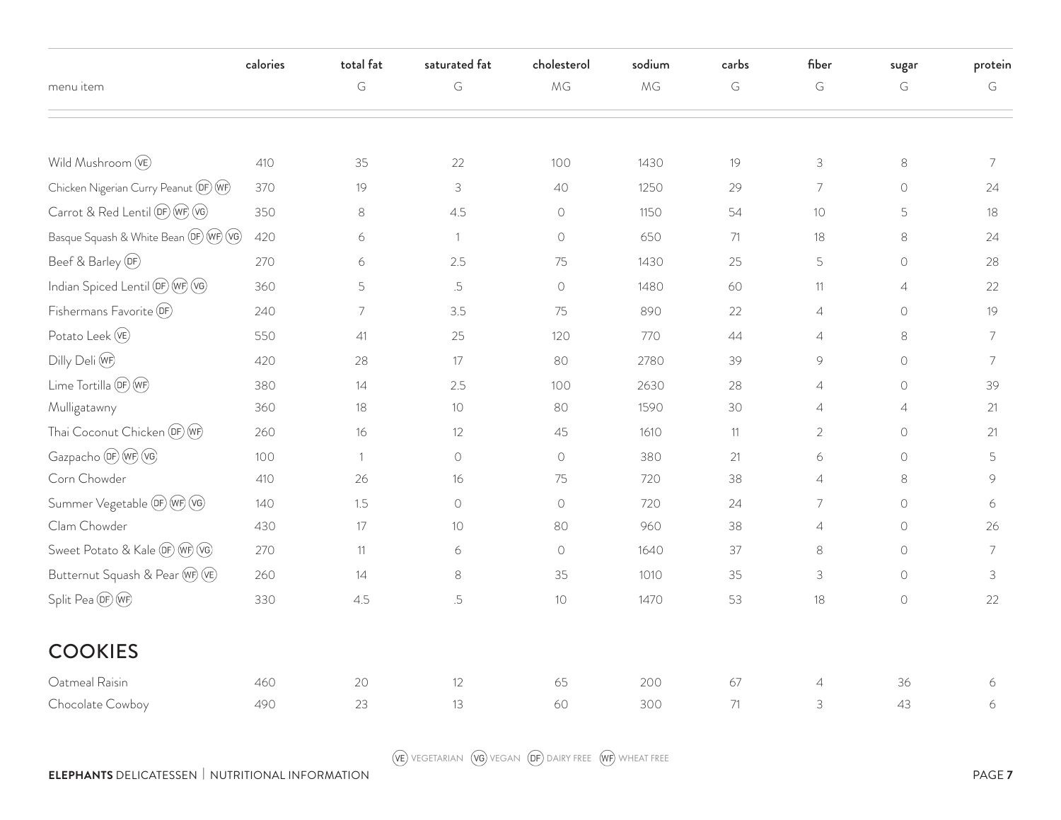| menu item | calories | total fat G | saturated fat G | cholesterol MG | sodium MG | carbs G | fiber G | sugar G | protein G |
|---|---|---|---|---|---|---|---|---|---|
| Wild Mushroom (VE) | 410 | 35 | 22 | 100 | 1430 | 19 | 3 | 8 | 7 |
| Chicken Nigerian Curry Peanut (DF) (WF) | 370 | 19 | 3 | 40 | 1250 | 29 | 7 | 0 | 24 |
| Carrot & Red Lentil (DF) (WF) (VG) | 350 | 8 | 4.5 | 0 | 1150 | 54 | 10 | 5 | 18 |
| Basque Squash & White Bean (DF) (WF) (VG) | 420 | 6 | 1 | 0 | 650 | 71 | 18 | 8 | 24 |
| Beef & Barley (DF) | 270 | 6 | 2.5 | 75 | 1430 | 25 | 5 | 0 | 28 |
| Indian Spiced Lentil (DF) (WF) (VG) | 360 | 5 | .5 | 0 | 1480 | 60 | 11 | 4 | 22 |
| Fishermans Favorite (DF) | 240 | 7 | 3.5 | 75 | 890 | 22 | 4 | 0 | 19 |
| Potato Leek (VE) | 550 | 41 | 25 | 120 | 770 | 44 | 4 | 8 | 7 |
| Dilly Deli (WF) | 420 | 28 | 17 | 80 | 2780 | 39 | 9 | 0 | 7 |
| Lime Tortilla (DF) (WF) | 380 | 14 | 2.5 | 100 | 2630 | 28 | 4 | 0 | 39 |
| Mulligatawny | 360 | 18 | 10 | 80 | 1590 | 30 | 4 | 4 | 21 |
| Thai Coconut Chicken (DF) (WF) | 260 | 16 | 12 | 45 | 1610 | 11 | 2 | 0 | 21 |
| Gazpacho (DF) (WF) (VG) | 100 | 1 | 0 | 0 | 380 | 21 | 6 | 0 | 5 |
| Corn Chowder | 410 | 26 | 16 | 75 | 720 | 38 | 4 | 8 | 9 |
| Summer Vegetable (DF) (WF) (VG) | 140 | 1.5 | 0 | 0 | 720 | 24 | 7 | 0 | 6 |
| Clam Chowder | 430 | 17 | 10 | 80 | 960 | 38 | 4 | 0 | 26 |
| Sweet Potato & Kale (DF) (WF) (VG) | 270 | 11 | 6 | 0 | 1640 | 37 | 8 | 0 | 7 |
| Butternut Squash & Pear (WF) (VE) | 260 | 14 | 8 | 35 | 1010 | 35 | 3 | 0 | 3 |
| Split Pea (DF) (WF) | 330 | 4.5 | .5 | 10 | 1470 | 53 | 18 | 0 | 22 |

## COOKIES

| menu item | calories | total fat G | saturated fat G | cholesterol MG | sodium MG | carbs G | fiber G | sugar G | protein G |
|---|---|---|---|---|---|---|---|---|---|
| Oatmeal Raisin | 460 | 20 | 12 | 65 | 200 | 67 | 4 | 36 | 6 |
| Chocolate Cowboy | 490 | 23 | 13 | 60 | 300 | 71 | 3 | 43 | 6 |

(VE) VEGETARIAN (VG) VEGAN (DF) DAIRY FREE (WF) WHEAT FREE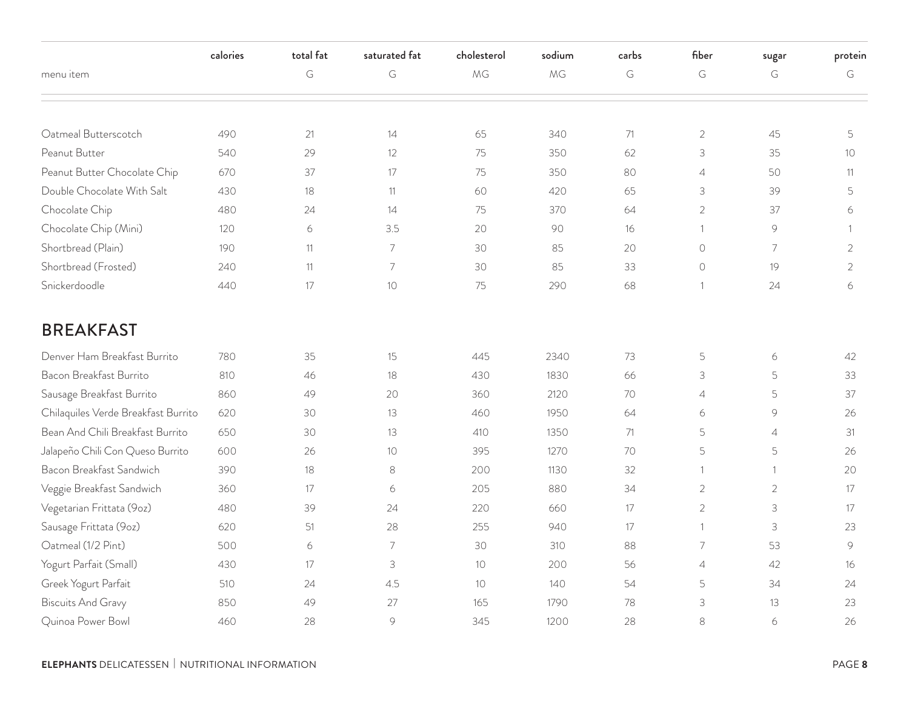| menu item | calories | total fat G | saturated fat G | cholesterol MG | sodium MG | carbs G | fiber G | sugar G | protein G |
|---|---|---|---|---|---|---|---|---|---|
| Oatmeal Butterscotch | 490 | 21 | 14 | 65 | 340 | 71 | 2 | 45 | 5 |
| Peanut Butter | 540 | 29 | 12 | 75 | 350 | 62 | 3 | 35 | 10 |
| Peanut Butter Chocolate Chip | 670 | 37 | 17 | 75 | 350 | 80 | 4 | 50 | 11 |
| Double Chocolate With Salt | 430 | 18 | 11 | 60 | 420 | 65 | 3 | 39 | 5 |
| Chocolate Chip | 480 | 24 | 14 | 75 | 370 | 64 | 2 | 37 | 6 |
| Chocolate Chip (Mini) | 120 | 6 | 3.5 | 20 | 90 | 16 | 1 | 9 | 1 |
| Shortbread (Plain) | 190 | 11 | 7 | 30 | 85 | 20 | 0 | 7 | 2 |
| Shortbread (Frosted) | 240 | 11 | 7 | 30 | 85 | 33 | 0 | 19 | 2 |
| Snickerdoodle | 440 | 17 | 10 | 75 | 290 | 68 | 1 | 24 | 6 |

## BREAKFAST

| menu item | calories | total fat G | saturated fat G | cholesterol MG | sodium MG | carbs G | fiber G | sugar G | protein G |
|---|---|---|---|---|---|---|---|---|---|
| Denver Ham Breakfast Burrito | 780 | 35 | 15 | 445 | 2340 | 73 | 5 | 6 | 42 |
| Bacon Breakfast Burrito | 810 | 46 | 18 | 430 | 1830 | 66 | 3 | 5 | 33 |
| Sausage Breakfast Burrito | 860 | 49 | 20 | 360 | 2120 | 70 | 4 | 5 | 37 |
| Chilaquiles Verde Breakfast Burrito | 620 | 30 | 13 | 460 | 1950 | 64 | 6 | 9 | 26 |
| Bean And Chili Breakfast Burrito | 650 | 30 | 13 | 410 | 1350 | 71 | 5 | 4 | 31 |
| Jalapeño Chili Con Queso Burrito | 600 | 26 | 10 | 395 | 1270 | 70 | 5 | 5 | 26 |
| Bacon Breakfast Sandwich | 390 | 18 | 8 | 200 | 1130 | 32 | 1 | 1 | 20 |
| Veggie Breakfast Sandwich | 360 | 17 | 6 | 205 | 880 | 34 | 2 | 2 | 17 |
| Vegetarian Frittata (9oz) | 480 | 39 | 24 | 220 | 660 | 17 | 2 | 3 | 17 |
| Sausage Frittata (9oz) | 620 | 51 | 28 | 255 | 940 | 17 | 1 | 3 | 23 |
| Oatmeal (1/2 Pint) | 500 | 6 | 7 | 30 | 310 | 88 | 7 | 53 | 9 |
| Yogurt Parfait (Small) | 430 | 17 | 3 | 10 | 200 | 56 | 4 | 42 | 16 |
| Greek Yogurt Parfait | 510 | 24 | 4.5 | 10 | 140 | 54 | 5 | 34 | 24 |
| Biscuits And Gravy | 850 | 49 | 27 | 165 | 1790 | 78 | 3 | 13 | 23 |
| Quinoa Power Bowl | 460 | 28 | 9 | 345 | 1200 | 28 | 8 | 6 | 26 |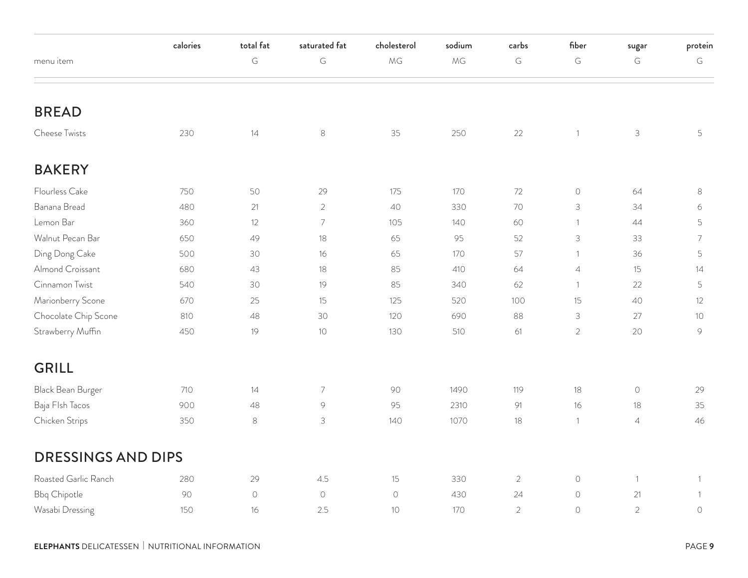| menu item | calories | total fat G | saturated fat G | cholesterol MG | sodium MG | carbs G | fiber G | sugar G | protein G |
|---|---|---|---|---|---|---|---|---|---|
| **BREAD** | | | | | | | | | |
| Cheese Twists | 230 | 14 | 8 | 35 | 250 | 22 | 1 | 3 | 5 |
| **BAKERY** | | | | | | | | | |
| Flourless Cake | 750 | 50 | 29 | 175 | 170 | 72 | 0 | 64 | 8 |
| Banana Bread | 480 | 21 | 2 | 40 | 330 | 70 | 3 | 34 | 6 |
| Lemon Bar | 360 | 12 | 7 | 105 | 140 | 60 | 1 | 44 | 5 |
| Walnut Pecan Bar | 650 | 49 | 18 | 65 | 95 | 52 | 3 | 33 | 7 |
| Ding Dong Cake | 500 | 30 | 16 | 65 | 170 | 57 | 1 | 36 | 5 |
| Almond Croissant | 680 | 43 | 18 | 85 | 410 | 64 | 4 | 15 | 14 |
| Cinnamon Twist | 540 | 30 | 19 | 85 | 340 | 62 | 1 | 22 | 5 |
| Marionberry Scone | 670 | 25 | 15 | 125 | 520 | 100 | 15 | 40 | 12 |
| Chocolate Chip Scone | 810 | 48 | 30 | 120 | 690 | 88 | 3 | 27 | 10 |
| Strawberry Muffin | 450 | 19 | 10 | 130 | 510 | 61 | 2 | 20 | 9 |
| **GRILL** | | | | | | | | | |
| Black Bean Burger | 710 | 14 | 7 | 90 | 1490 | 119 | 18 | 0 | 29 |
| Baja FIsh Tacos | 900 | 48 | 9 | 95 | 2310 | 91 | 16 | 18 | 35 |
| Chicken Strips | 350 | 8 | 3 | 140 | 1070 | 18 | 1 | 4 | 46 |
| **DRESSINGS AND DIPS** | | | | | | | | | |
| Roasted Garlic Ranch | 280 | 29 | 4.5 | 15 | 330 | 2 | 0 | 1 | 1 |
| Bbq Chipotle | 90 | 0 | 0 | 0 | 430 | 24 | 0 | 21 | 1 |
| Wasabi Dressing | 150 | 16 | 2.5 | 10 | 170 | 2 | 0 | 2 | 0 |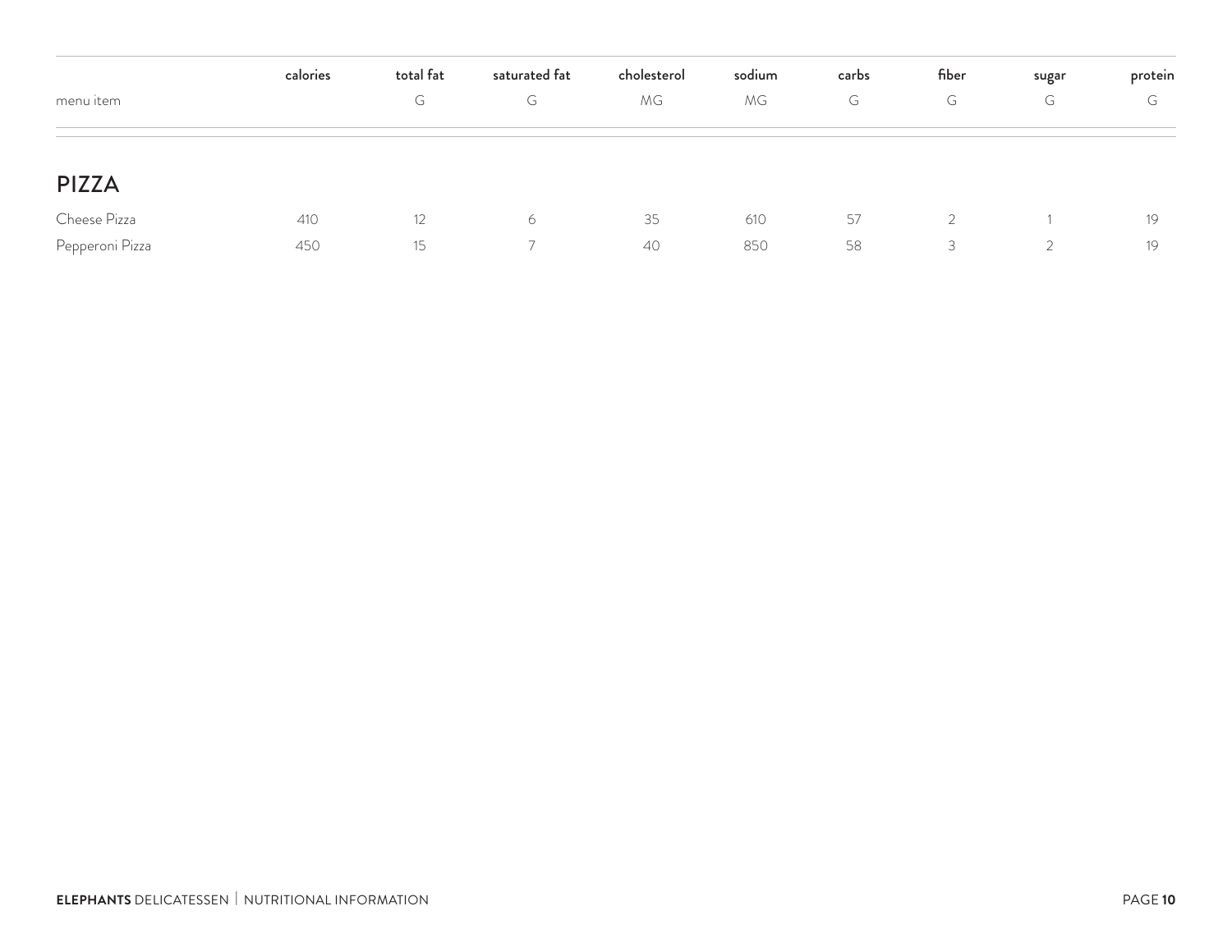| menu item | calories | total fat G | saturated fat G | cholesterol MG | sodium MG | carbs G | fiber G | sugar G | protein G |
|---|---|---|---|---|---|---|---|---|---|

## PIZZA

| menu item | calories | total fat G | saturated fat G | cholesterol MG | sodium MG | carbs G | fiber G | sugar G | protein G |
|---|---|---|---|---|---|---|---|---|---|
| Cheese Pizza | 410 | 12 | 6 | 35 | 610 | 57 | 2 | 1 | 19 |
| Pepperoni Pizza | 450 | 15 | 7 | 40 | 850 | 58 | 3 | 2 | 19 |